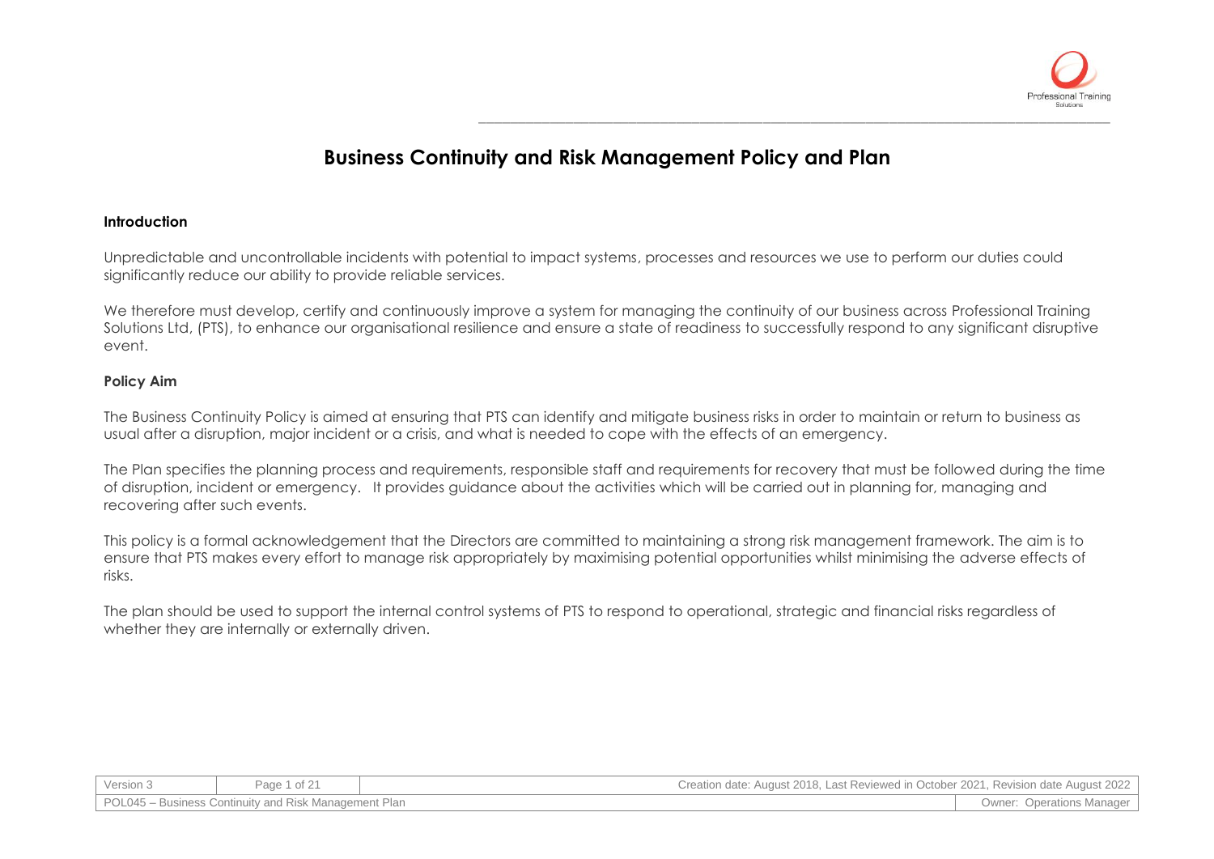# Business Continuity and Risk Management Policy and Plan

## Introduction

Unpredictable and uncontrollable incidents with potential to impact systems, processes and resources we use to perform our duties could significantly reduce our ability to provide reliable services.

We therefore must develop, certify and continuously improve a system for managing the continuity of our business across Professional Training Solutions Ltd, (PTS), to enhance our organisational resilience and ensure a state of readiness to successfully respond to any significant disruptive event.

## Policy Aim

The Business Continuity Policy is aimed at ensuring that PTS can identify and mitigate business risks in order to maintain or return to business as usual after a disruption, major incident or a crisis, and what is needed to cope with the effects of an emergency.

The Plan specifies the planning process and requirements, responsible staff and requirements for recovery that must be followed during the time of disruption, incident or emergency. It provides guidance about the activities which will be carried out in planning for, managing and recovering after such events.

This policy is a formal acknowledgement that the Directors are committed to maintaining a strong risk management framework. The aim is to ensure that PTS makes every effort to manage risk appropriately by maximising potential opportunities whilst minimising the adverse effects of risks.

The plan should be used to support the internal control systems of PTS to respond to operational, strategic and financial risks regardless of whether they are internally or externally driven.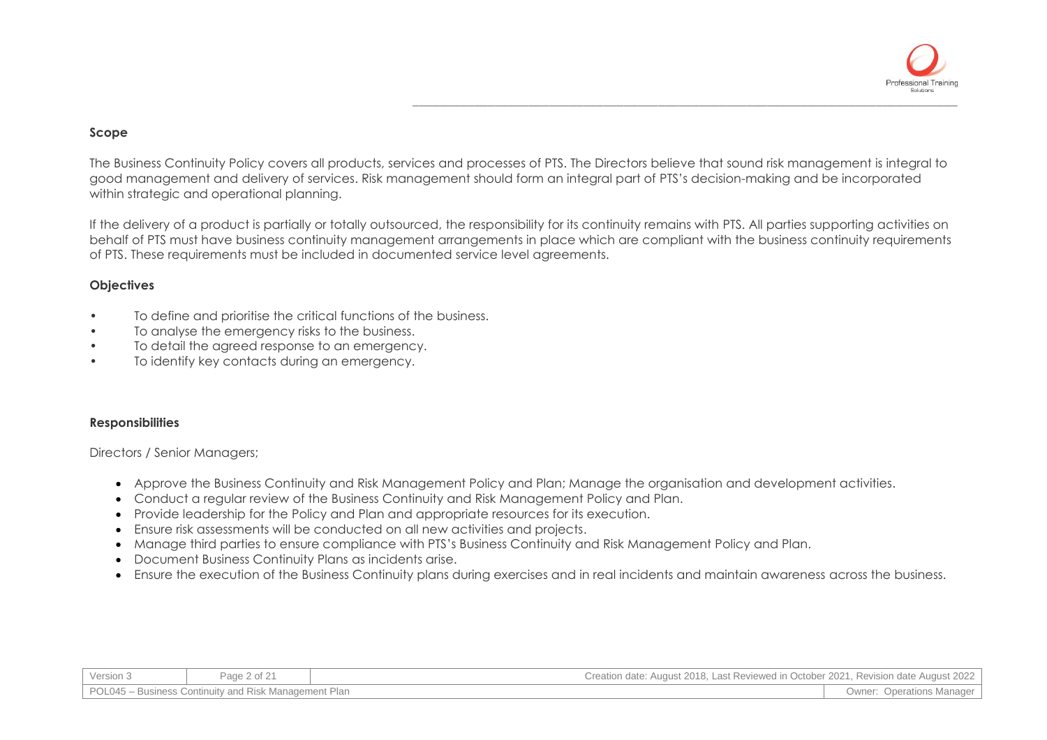## Scope

The Business Continuity Policy covers all products, services and processes of PTS. The Directors believe that sound risk management is integral to good management and delivery of services. Risk management should form an integral part of PTS's decision-making and be incorporated within strategic and operational planning.

If the delivery of a product is partially or totally outsourced, the responsibility for its continuity remains with PTS. All parties supporting activities on behalf of PTS must have business continuity management arrangements in place which are compliant with the business continuity requirements of PTS. These requirements must be included in documented service level agreements.

## Objectives

- To define and prioritise the critical functions of the business.
- To analyse the emergency risks to the business.
- To detail the agreed response to an emergency.
- To identify key contacts during an emergency.

## Responsibilities

Directors / Senior Managers;

- Approve the Business Continuity and Risk Management Policy and Plan; Manage the organisation and development activities.
- Conduct a regular review of the Business Continuity and Risk Management Policy and Plan.
- Provide leadership for the Policy and Plan and appropriate resources for its execution.
- Ensure risk assessments will be conducted on all new activities and projects.
- Manage third parties to ensure compliance with PTS's Business Continuity and Risk Management Policy and Plan.
- Document Business Continuity Plans as incidents arise.
- Ensure the execution of the Business Continuity plans during exercises and in real incidents and maintain awareness across the business.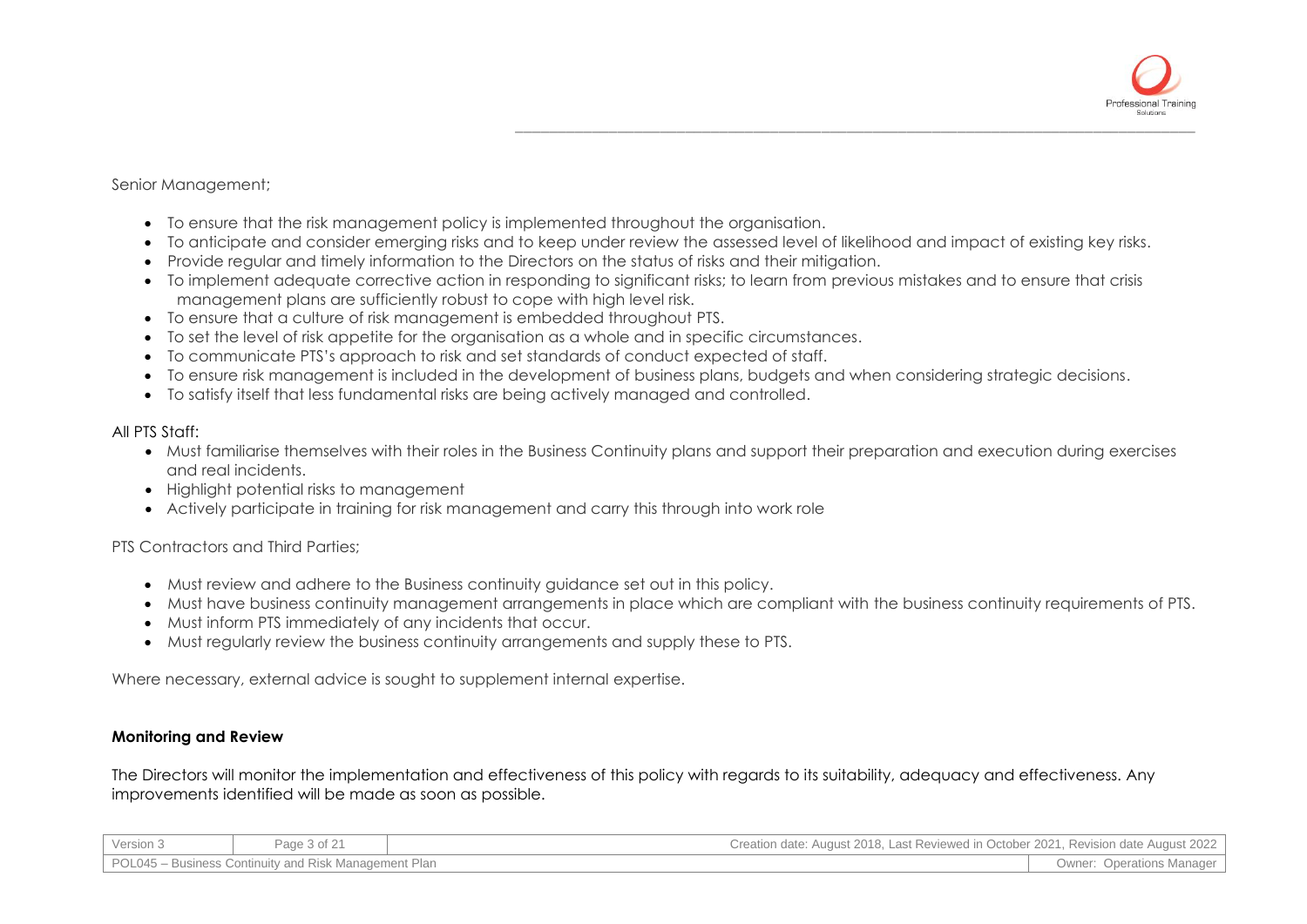Senior Management;

- To ensure that the risk management policy is implemented throughout the organisation.
- To anticipate and consider emerging risks and to keep under review the assessed level of likelihood and impact of existing key risks.
- Provide regular and timely information to the Directors on the status of risks and their mitigation.
- To implement adequate corrective action in responding to significant risks; to learn from previous mistakes and to ensure that crisis management plans are sufficiently robust to cope with high level risk.
- To ensure that a culture of risk management is embedded throughout PTS.
- To set the level of risk appetite for the organisation as a whole and in specific circumstances.
- To communicate PTS's approach to risk and set standards of conduct expected of staff.
- To ensure risk management is included in the development of business plans, budgets and when considering strategic decisions.
- To satisfy itself that less fundamental risks are being actively managed and controlled.

All PTS Staff:

- Must familiarise themselves with their roles in the Business Continuity plans and support their preparation and execution during exercises and real incidents.
- Highlight potential risks to management
- Actively participate in training for risk management and carry this through into work role

PTS Contractors and Third Parties;

- Must review and adhere to the Business continuity guidance set out in this policy.
- Must have business continuity management arrangements in place which are compliant with the business continuity requirements of PTS.
- Must inform PTS immediately of any incidents that occur.
- Must regularly review the business continuity arrangements and supply these to PTS.

Where necessary, external advice is sought to supplement internal expertise.

**Monitoring and Review**

The Directors will monitor the implementation and effectiveness of this policy with regards to its suitability, adequacy and effectiveness. Any improvements identified will be made as soon as possible.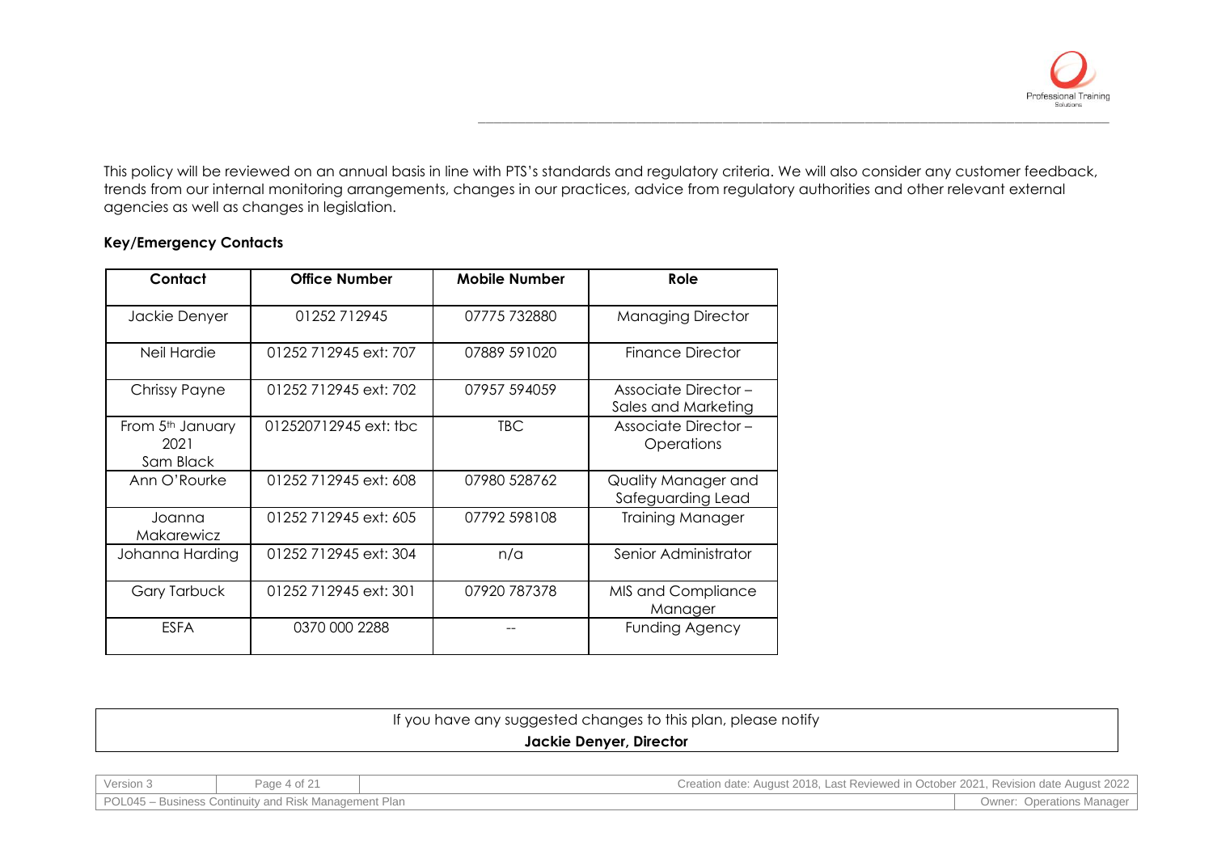This policy will be reviewed on an annual basis in line with PTS's standards and regulatory criteria. We will also consider any customer feedback, trends from our internal monitoring arrangements, changes in our practices, advice from regulatory authorities and other relevant external agencies as well as changes in legislation.

**Key/Emergency Contacts**

| Contact | Office Number | Mobile Number | Role |
| --- | --- | --- | --- |
| Jackie Denyer | 01252 712945 | 07775 732880 | Managing Director |
| Neil Hardie | 01252 712945 ext: 707 | 07889 591020 | Finance Director |
| Chrissy Payne | 01252 712945 ext: 702 | 07957 594059 | Associate Director – Sales and Marketing |
| From 5th January 2021 Sam Black | 012520712945 ext: tbc | TBC | Associate Director – Operations |
| Ann O'Rourke | 01252 712945 ext: 608 | 07980 528762 | Quality Manager and Safeguarding Lead |
| Joanna Makarewicz | 01252 712945 ext: 605 | 07792 598108 | Training Manager |
| Johanna Harding | 01252 712945 ext: 304 | n/a | Senior Administrator |
| Gary Tarbuck | 01252 712945 ext: 301 | 07920 787378 | MIS and Compliance Manager |
| ESFA | 0370 000 2288 | -- | Funding Agency |

If you have any suggested changes to this plan, please notify
**Jackie Denyer, Director**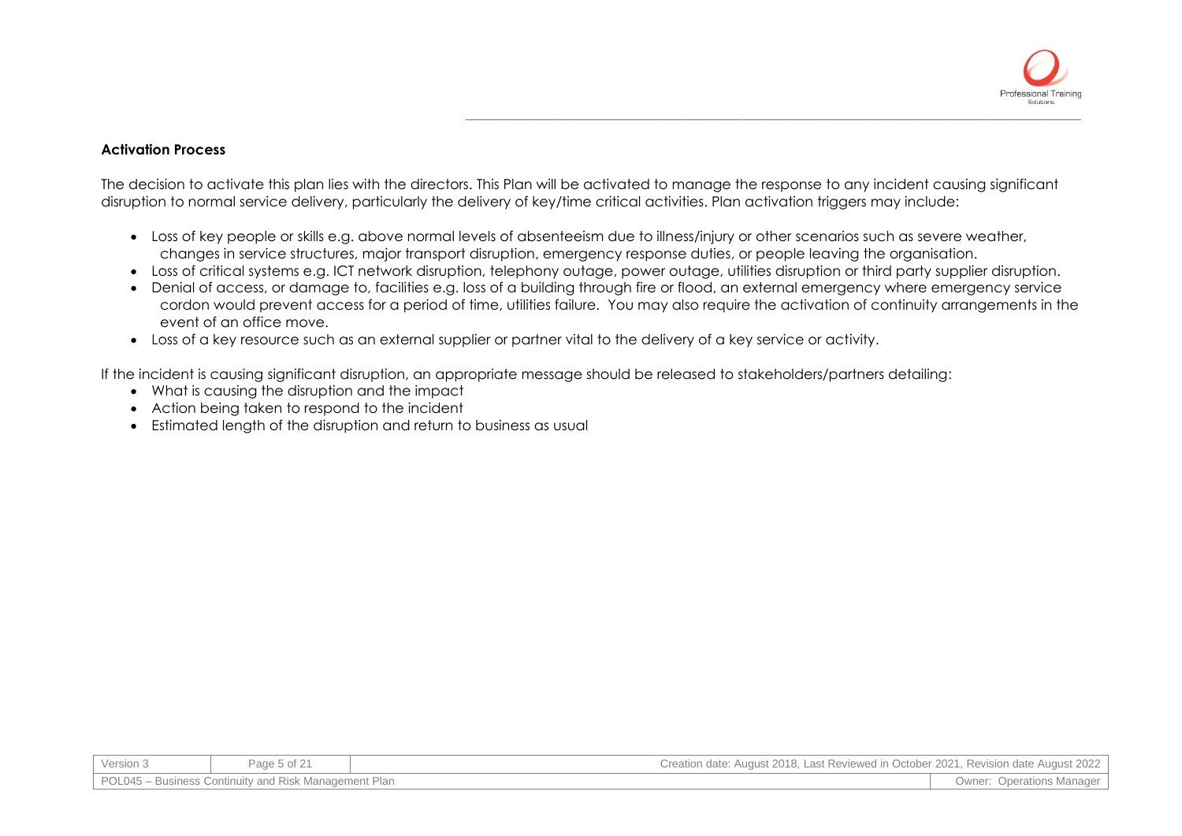### Activation Process

The decision to activate this plan lies with the directors. This Plan will be activated to manage the response to any incident causing significant disruption to normal service delivery, particularly the delivery of key/time critical activities. Plan activation triggers may include:

- Loss of key people or skills e.g. above normal levels of absenteeism due to illness/injury or other scenarios such as severe weather, changes in service structures, major transport disruption, emergency response duties, or people leaving the organisation.
- Loss of critical systems e.g. ICT network disruption, telephony outage, power outage, utilities disruption or third party supplier disruption.
- Denial of access, or damage to, facilities e.g. loss of a building through fire or flood, an external emergency where emergency service cordon would prevent access for a period of time, utilities failure. You may also require the activation of continuity arrangements in the event of an office move.
- Loss of a key resource such as an external supplier or partner vital to the delivery of a key service or activity.

If the incident is causing significant disruption, an appropriate message should be released to stakeholders/partners detailing:

- What is causing the disruption and the impact
- Action being taken to respond to the incident
- Estimated length of the disruption and return to business as usual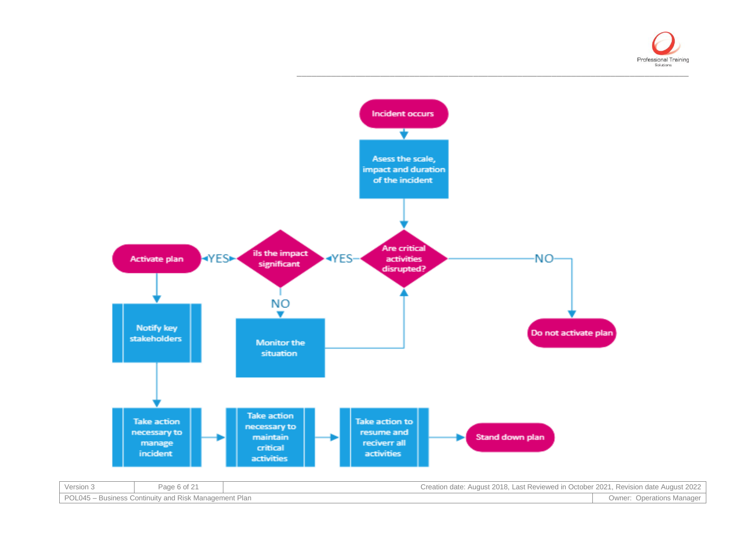Incident occurs

Asess the scale, impact and duration of the incident

Are critical activities disrupted?

- YES → ils the impact significant
  - YES → Activate plan
  - NO → Monitor the situation → Are critical activities disrupted?
- NO → Do not activate plan

Activate plan → Notify key stakeholders → Take action necessary to manage incident → Take action necessary to maintain critical activities → Take action to resume and reciverr all activities → Stand down plan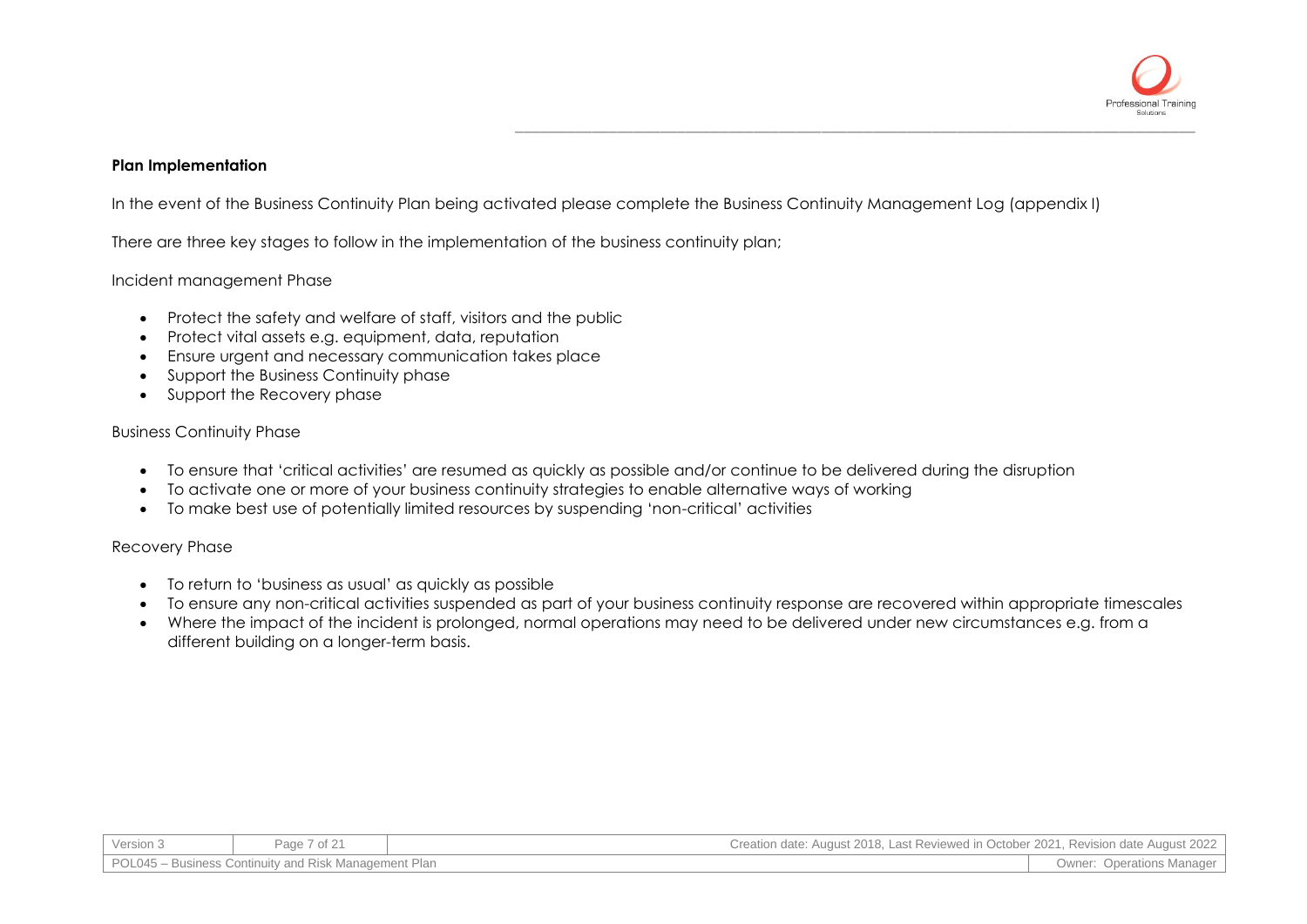**Plan Implementation**

In the event of the Business Continuity Plan being activated please complete the Business Continuity Management Log (appendix I)

There are three key stages to follow in the implementation of the business continuity plan;

Incident management Phase

- Protect the safety and welfare of staff, visitors and the public
- Protect vital assets e.g. equipment, data, reputation
- Ensure urgent and necessary communication takes place
- Support the Business Continuity phase
- Support the Recovery phase

Business Continuity Phase

- To ensure that 'critical activities' are resumed as quickly as possible and/or continue to be delivered during the disruption
- To activate one or more of your business continuity strategies to enable alternative ways of working
- To make best use of potentially limited resources by suspending 'non-critical' activities

Recovery Phase

- To return to 'business as usual' as quickly as possible
- To ensure any non-critical activities suspended as part of your business continuity response are recovered within appropriate timescales
- Where the impact of the incident is prolonged, normal operations may need to be delivered under new circumstances e.g. from a different building on a longer-term basis.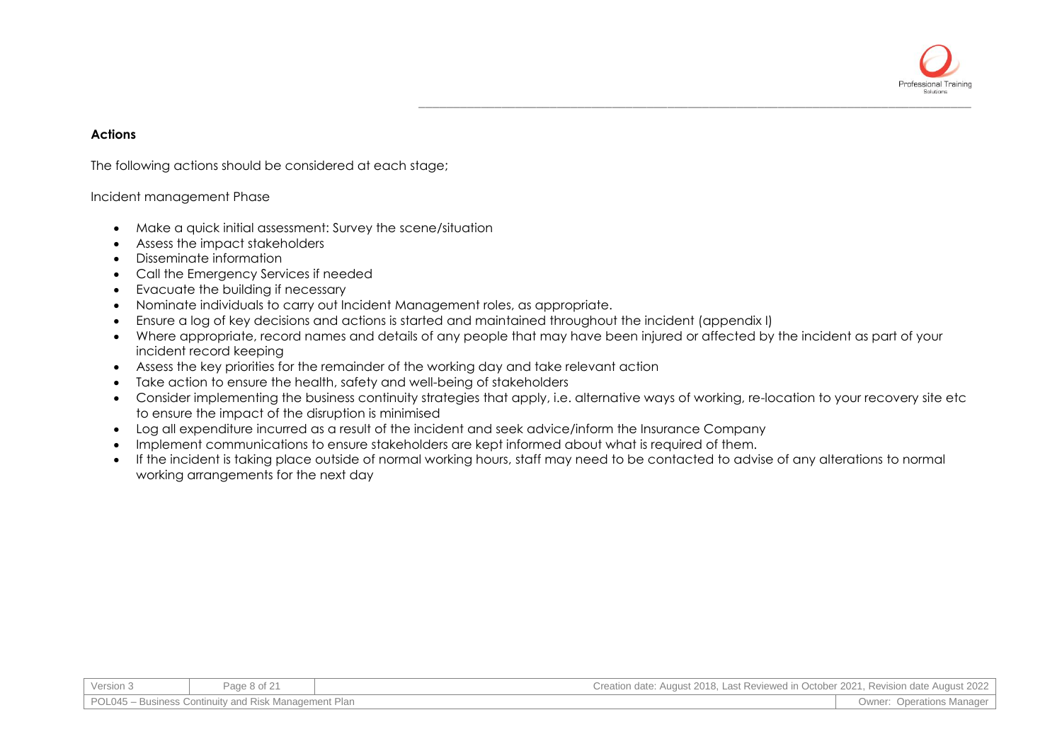**Actions**

The following actions should be considered at each stage;

Incident management Phase

- Make a quick initial assessment: Survey the scene/situation
- Assess the impact stakeholders
- Disseminate information
- Call the Emergency Services if needed
- Evacuate the building if necessary
- Nominate individuals to carry out Incident Management roles, as appropriate.
- Ensure a log of key decisions and actions is started and maintained throughout the incident (appendix I)
- Where appropriate, record names and details of any people that may have been injured or affected by the incident as part of your incident record keeping
- Assess the key priorities for the remainder of the working day and take relevant action
- Take action to ensure the health, safety and well-being of stakeholders
- Consider implementing the business continuity strategies that apply, i.e. alternative ways of working, re-location to your recovery site etc to ensure the impact of the disruption is minimised
- Log all expenditure incurred as a result of the incident and seek advice/inform the Insurance Company
- Implement communications to ensure stakeholders are kept informed about what is required of them.
- If the incident is taking place outside of normal working hours, staff may need to be contacted to advise of any alterations to normal working arrangements for the next day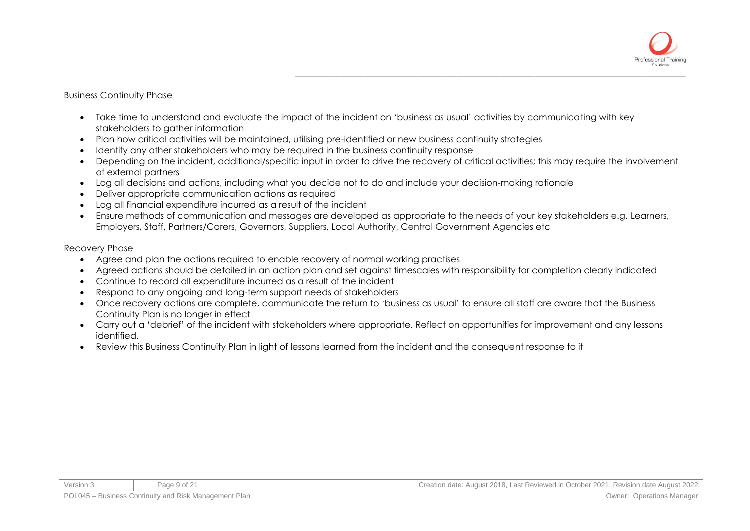Business Continuity Phase

- Take time to understand and evaluate the impact of the incident on 'business as usual' activities by communicating with key stakeholders to gather information
- Plan how critical activities will be maintained, utilising pre-identified or new business continuity strategies
- Identify any other stakeholders who may be required in the business continuity response
- Depending on the incident, additional/specific input in order to drive the recovery of critical activities; this may require the involvement of external partners
- Log all decisions and actions, including what you decide not to do and include your decision-making rationale
- Deliver appropriate communication actions as required
- Log all financial expenditure incurred as a result of the incident
- Ensure methods of communication and messages are developed as appropriate to the needs of your key stakeholders e.g. Learners, Employers, Staff, Partners/Carers, Governors, Suppliers, Local Authority, Central Government Agencies etc

Recovery Phase

- Agree and plan the actions required to enable recovery of normal working practises
- Agreed actions should be detailed in an action plan and set against timescales with responsibility for completion clearly indicated
- Continue to record all expenditure incurred as a result of the incident
- Respond to any ongoing and long-term support needs of stakeholders
- Once recovery actions are complete, communicate the return to 'business as usual' to ensure all staff are aware that the Business Continuity Plan is no longer in effect
- Carry out a 'debrief' of the incident with stakeholders where appropriate. Reflect on opportunities for improvement and any lessons identified.
- Review this Business Continuity Plan in light of lessons learned from the incident and the consequent response to it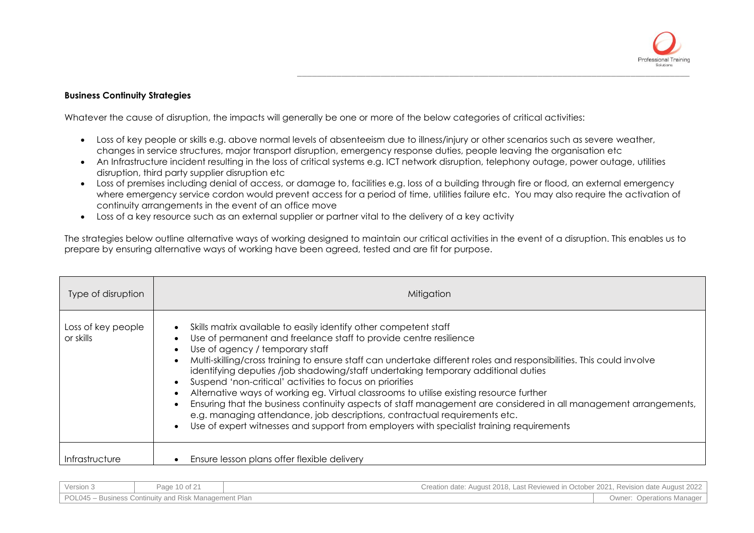**Business Continuity Strategies**

Whatever the cause of disruption, the impacts will generally be one or more of the below categories of critical activities:

- Loss of key people or skills e.g. above normal levels of absenteeism due to illness/injury or other scenarios such as severe weather, changes in service structures, major transport disruption, emergency response duties, people leaving the organisation etc
- An Infrastructure incident resulting in the loss of critical systems e.g. ICT network disruption, telephony outage, power outage, utilities disruption, third party supplier disruption etc
- Loss of premises including denial of access, or damage to, facilities e.g. loss of a building through fire or flood, an external emergency where emergency service cordon would prevent access for a period of time, utilities failure etc. You may also require the activation of continuity arrangements in the event of an office move
- Loss of a key resource such as an external supplier or partner vital to the delivery of a key activity

The strategies below outline alternative ways of working designed to maintain our critical activities in the event of a disruption. This enables us to prepare by ensuring alternative ways of working have been agreed, tested and are fit for purpose.

| Type of disruption | Mitigation |
| --- | --- |
| Loss of key people or skills | • Skills matrix available to easily identify other competent staff<br>• Use of permanent and freelance staff to provide centre resilience<br>• Use of agency / temporary staff<br>• Multi-skilling/cross training to ensure staff can undertake different roles and responsibilities. This could involve identifying deputies /job shadowing/staff undertaking temporary additional duties<br>• Suspend 'non-critical' activities to focus on priorities<br>• Alternative ways of working eg. Virtual classrooms to utilise existing resource further<br>• Ensuring that the business continuity aspects of staff management are considered in all management arrangements, e.g. managing attendance, job descriptions, contractual requirements etc.<br>• Use of expert witnesses and support from employers with specialist training requirements |
| Infrastructure | • Ensure lesson plans offer flexible delivery |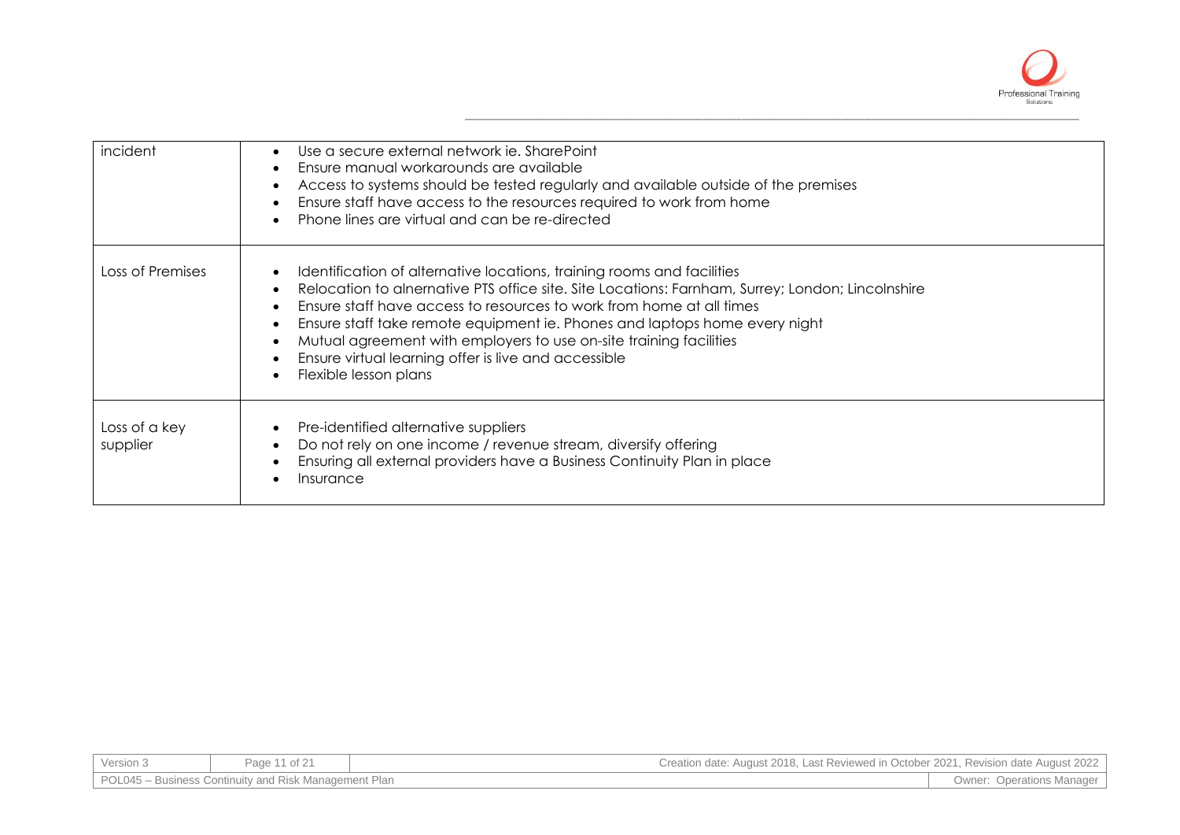| | |
|---|---|
| incident | • Use a secure external network ie. SharePoint<br>• Ensure manual workarounds are available<br>• Access to systems should be tested regularly and available outside of the premises<br>• Ensure staff have access to the resources required to work from home<br>• Phone lines are virtual and can be re-directed |
| Loss of Premises | • Identification of alternative locations, training rooms and facilities<br>• Relocation to alnernative PTS office site. Site Locations: Farnham, Surrey; London; Lincolnshire<br>• Ensure staff have access to resources to work from home at all times<br>• Ensure staff take remote equipment ie. Phones and laptops home every night<br>• Mutual agreement with employers to use on-site training facilities<br>• Ensure virtual learning offer is live and accessible<br>• Flexible lesson plans |
| Loss of a key supplier | • Pre-identified alternative suppliers<br>• Do not rely on one income / revenue stream, diversify offering<br>• Ensuring all external providers have a Business Continuity Plan in place<br>• Insurance |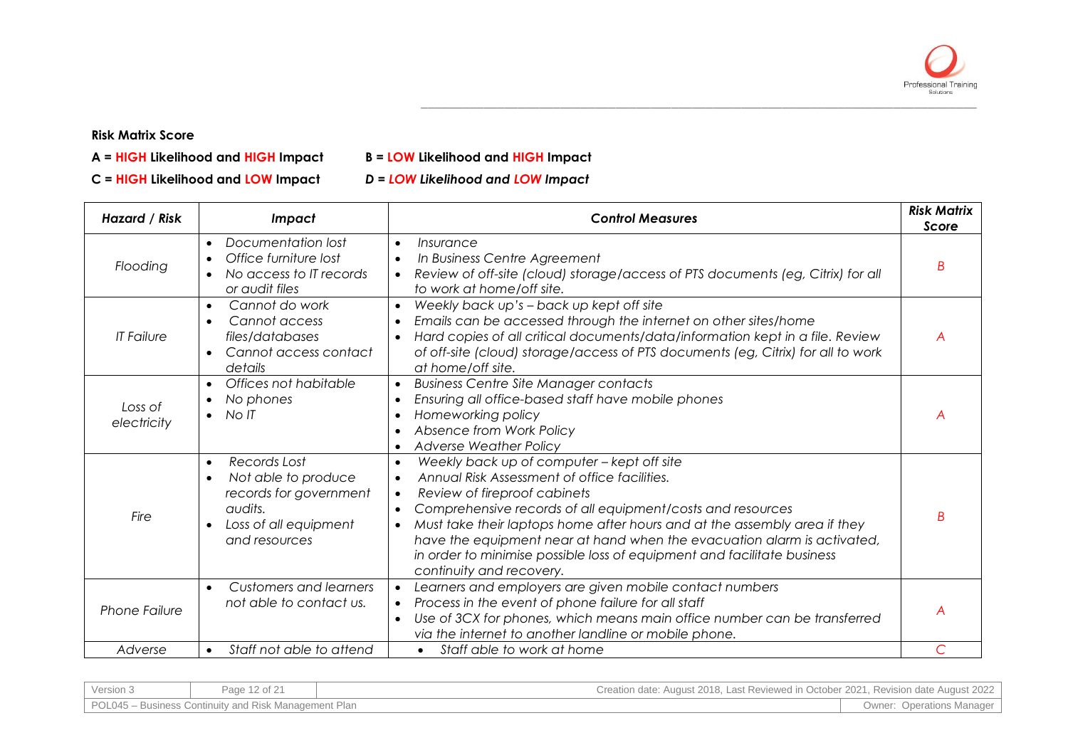**Risk Matrix Score**

**A = HIGH Likelihood and HIGH Impact** **B = LOW Likelihood and HIGH Impact**

**C = HIGH Likelihood and LOW Impact** ***D = LOW Likelihood and LOW Impact***

| *Hazard / Risk* | *Impact* | *Control Measures* | *Risk Matrix Score* |
|---|---|---|---|
| *Flooding* | • *Documentation lost*<br>• *Office furniture lost*<br>• *No access to IT records or audit files* | • *Insurance*<br>• *In Business Centre Agreement*<br>• *Review of off-site (cloud) storage/access of PTS documents (eg, Citrix) for all to work at home/off site.* | *B* |
| *IT Failure* | • *Cannot do work*<br>• *Cannot access files/databases*<br>• *Cannot access contact details* | • *Weekly back up's – back up kept off site*<br>• *Emails can be accessed through the internet on other sites/home*<br>• *Hard copies of all critical documents/data/information kept in a file. Review of off-site (cloud) storage/access of PTS documents (eg, Citrix) for all to work at home/off site.* | *A* |
| *Loss of electricity* | • *Offices not habitable*<br>• *No phones*<br>• *No IT* | • *Business Centre Site Manager contacts*<br>• *Ensuring all office-based staff have mobile phones*<br>• *Homeworking policy*<br>• *Absence from Work Policy*<br>• *Adverse Weather Policy* | *A* |
| *Fire* | • *Records Lost*<br>• *Not able to produce records for government audits.*<br>• *Loss of all equipment and resources* | • *Weekly back up of computer – kept off site*<br>• *Annual Risk Assessment of office facilities.*<br>• *Review of fireproof cabinets*<br>• *Comprehensive records of all equipment/costs and resources*<br>• *Must take their laptops home after hours and at the assembly area if they have the equipment near at hand when the evacuation alarm is activated, in order to minimise possible loss of equipment and facilitate business continuity and recovery.* | *B* |
| *Phone Failure* | • *Customers and learners not able to contact us.* | • *Learners and employers are given mobile contact numbers*<br>• *Process in the event of phone failure for all staff*<br>• *Use of 3CX for phones, which means main office number can be transferred via the internet to another landline or mobile phone.* | *A* |
| *Adverse* | • *Staff not able to attend* | • *Staff able to work at home* | *C* |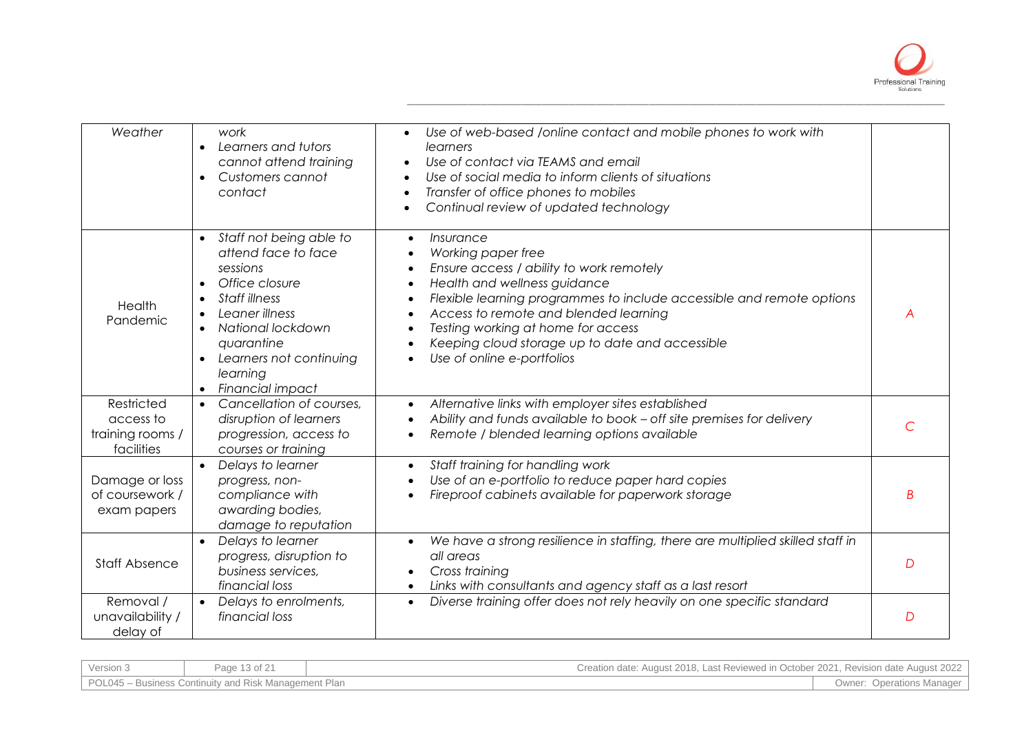| | | | |
|---|---|---|---|
| Weather | *work*<br>• *Learners and tutors cannot attend training*<br>• *Customers cannot contact* | • *Use of web-based /online contact and mobile phones to work with learners*<br>• *Use of contact via TEAMS and email*<br>• *Use of social media to inform clients of situations*<br>• *Transfer of office phones to mobiles*<br>• *Continual review of updated technology* | |
| Health Pandemic | • *Staff not being able to attend face to face sessions*<br>• *Office closure*<br>• *Staff illness*<br>• *Leaner illness*<br>• *National lockdown quarantine*<br>• *Learners not continuing learning*<br>• *Financial impact* | • *Insurance*<br>• *Working paper free*<br>• *Ensure access / ability to work remotely*<br>• *Health and wellness guidance*<br>• *Flexible learning programmes to include accessible and remote options*<br>• *Access to remote and blended learning*<br>• *Testing working at home for access*<br>• *Keeping cloud storage up to date and accessible*<br>• *Use of online e-portfolios* | *A* |
| Restricted access to training rooms / facilities | • *Cancellation of courses, disruption of learners progression, access to courses or training* | • *Alternative links with employer sites established*<br>• *Ability and funds available to book – off site premises for delivery*<br>• *Remote / blended learning options available* | *C* |
| Damage or loss of coursework / exam papers | • *Delays to learner progress, non-compliance with awarding bodies, damage to reputation* | • *Staff training for handling work*<br>• *Use of an e-portfolio to reduce paper hard copies*<br>• *Fireproof cabinets available for paperwork storage* | *B* |
| Staff Absence | • *Delays to learner progress, disruption to business services, financial loss* | • *We have a strong resilience in staffing, there are multiplied skilled staff in all areas*<br>• *Cross training*<br>• *Links with consultants and agency staff as a last resort* | *D* |
| Removal / unavailability / delay of | • *Delays to enrolments, financial loss* | • *Diverse training offer does not rely heavily on one specific standard* | *D* |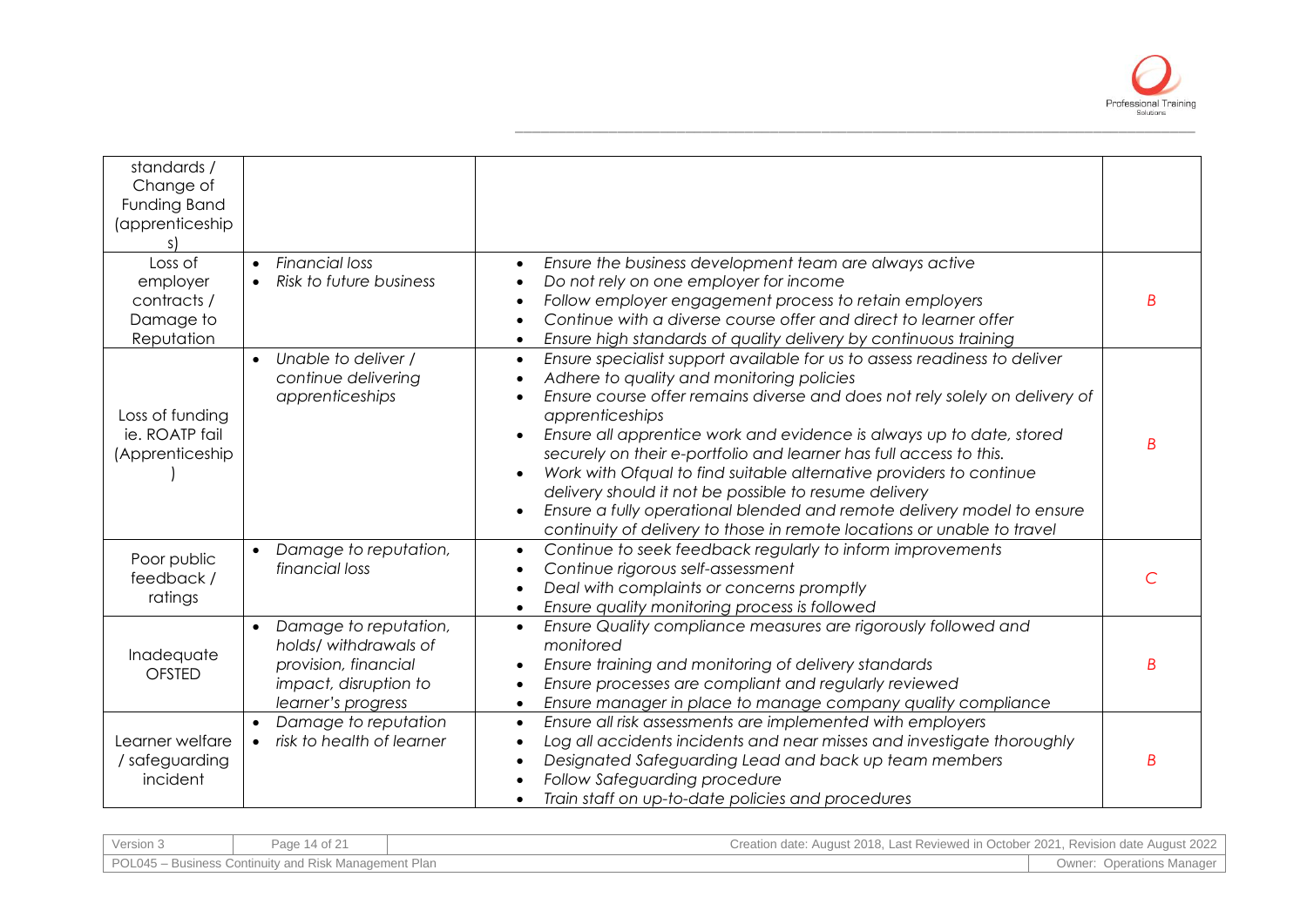| | | | |
|---|---|---|---|
| standards / Change of Funding Band (apprenticeships) | | | |
| Loss of employer contracts / Damage to Reputation | • *Financial loss*<br>• *Risk to future business* | • *Ensure the business development team are always active*<br>• *Do not rely on one employer for income*<br>• *Follow employer engagement process to retain employers*<br>• *Continue with a diverse course offer and direct to learner offer*<br>• *Ensure high standards of quality delivery by continuous training* | *B* |
| Loss of funding ie. ROATP fail (Apprenticeship) | • *Unable to deliver / continue delivering apprenticeships* | • *Ensure specialist support available for us to assess readiness to deliver*<br>• *Adhere to quality and monitoring policies*<br>• *Ensure course offer remains diverse and does not rely solely on delivery of apprenticeships*<br>• *Ensure all apprentice work and evidence is always up to date, stored securely on their e-portfolio and learner has full access to this.*<br>• *Work with Ofqual to find suitable alternative providers to continue delivery should it not be possible to resume delivery*<br>• *Ensure a fully operational blended and remote delivery model to ensure continuity of delivery to those in remote locations or unable to travel* | *B* |
| Poor public feedback / ratings | • *Damage to reputation, financial loss* | • *Continue to seek feedback regularly to inform improvements*<br>• *Continue rigorous self-assessment*<br>• *Deal with complaints or concerns promptly*<br>• *Ensure quality monitoring process is followed* | *C* |
| Inadequate OFSTED | • *Damage to reputation, holds/ withdrawals of provision, financial impact, disruption to learner's progress* | • *Ensure Quality compliance measures are rigorously followed and monitored*<br>• *Ensure training and monitoring of delivery standards*<br>• *Ensure processes are compliant and regularly reviewed*<br>• *Ensure manager in place to manage company quality compliance* | *B* |
| Learner welfare / safeguarding incident | • *Damage to reputation*<br>• *risk to health of learner* | • *Ensure all risk assessments are implemented with employers*<br>• *Log all accidents incidents and near misses and investigate thoroughly*<br>• *Designated Safeguarding Lead and back up team members*<br>• *Follow Safeguarding procedure*<br>• *Train staff on up-to-date policies and procedures* | *B* |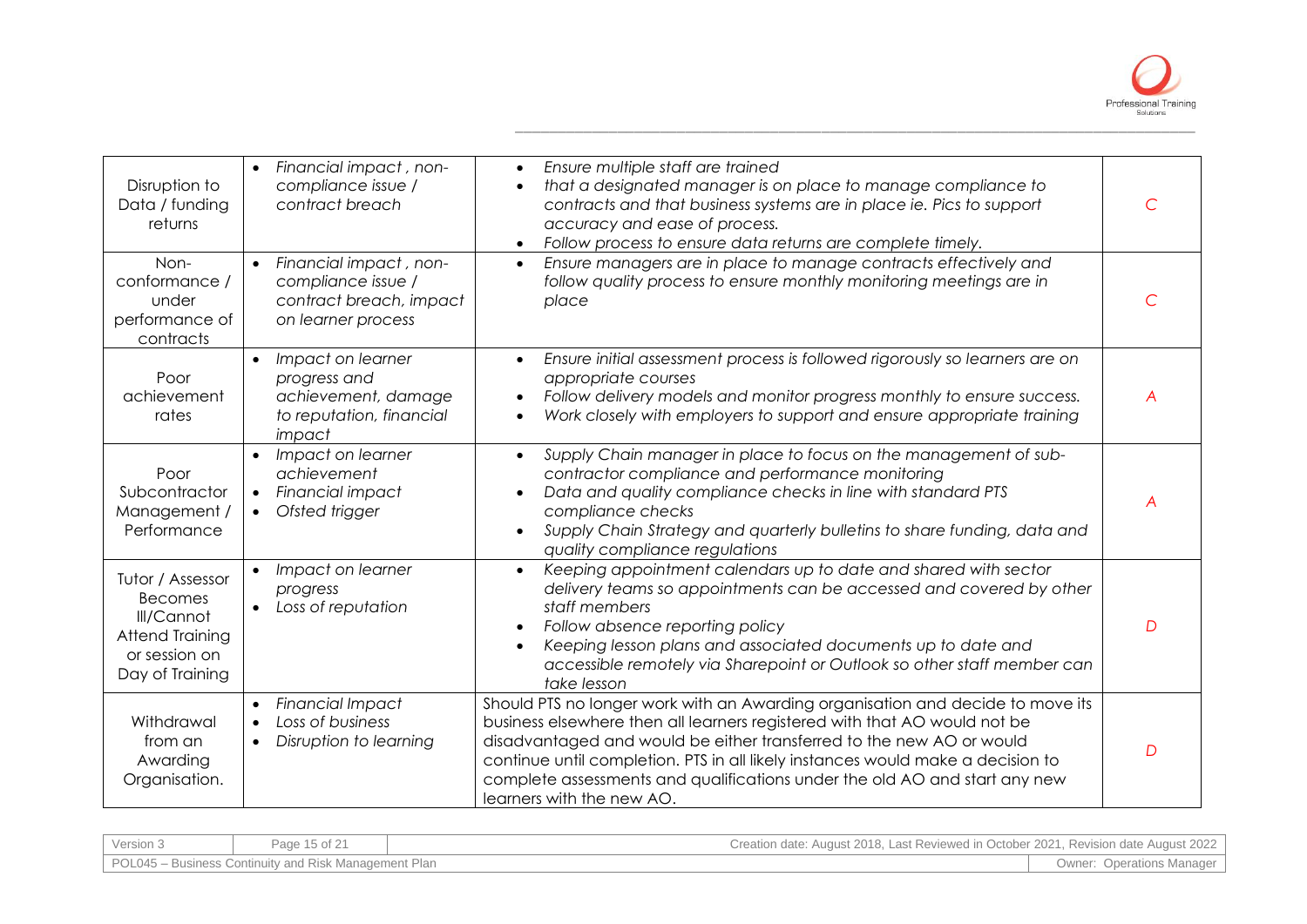| Disruption to Data / funding returns | • *Financial impact , non-compliance issue / contract breach* | • *Ensure multiple staff are trained*<br>• *that a designated manager is on place to manage compliance to contracts and that business systems are in place ie. Pics to support accuracy and ease of process.*<br>• *Follow process to ensure data returns are complete timely.* | *C* |
|---|---|---|---|
| Non-conformance / under performance of contracts | • *Financial impact , non-compliance issue / contract breach, impact on learner process* | • *Ensure managers are in place to manage contracts effectively and follow quality process to ensure monthly monitoring meetings are in place* | *C* |
| Poor achievement rates | • *Impact on learner progress and achievement, damage to reputation, financial impact* | • *Ensure initial assessment process is followed rigorously so learners are on appropriate courses*<br>• *Follow delivery models and monitor progress monthly to ensure success.*<br>• *Work closely with employers to support and ensure appropriate training* | *A* |
| Poor Subcontractor Management / Performance | • *Impact on learner achievement*<br>• *Financial impact*<br>• *Ofsted trigger* | • *Supply Chain manager in place to focus on the management of sub-contractor compliance and performance monitoring*<br>• *Data and quality compliance checks in line with standard PTS compliance checks*<br>• *Supply Chain Strategy and quarterly bulletins to share funding, data and quality compliance regulations* | *A* |
| Tutor / Assessor Becomes Ill/Cannot Attend Training or session on Day of Training | • *Impact on learner progress*<br>• *Loss of reputation* | • *Keeping appointment calendars up to date and shared with sector delivery teams so appointments can be accessed and covered by other staff members*<br>• *Follow absence reporting policy*<br>• *Keeping lesson plans and associated documents up to date and accessible remotely via Sharepoint or Outlook so other staff member can take lesson* | *D* |
| Withdrawal from an Awarding Organisation. | • *Financial Impact*<br>• *Loss of business*<br>• *Disruption to learning* | Should PTS no longer work with an Awarding organisation and decide to move its business elsewhere then all learners registered with that AO would not be disadvantaged and would be either transferred to the new AO or would continue until completion. PTS in all likely instances would make a decision to complete assessments and qualifications under the old AO and start any new learners with the new AO. | *D* |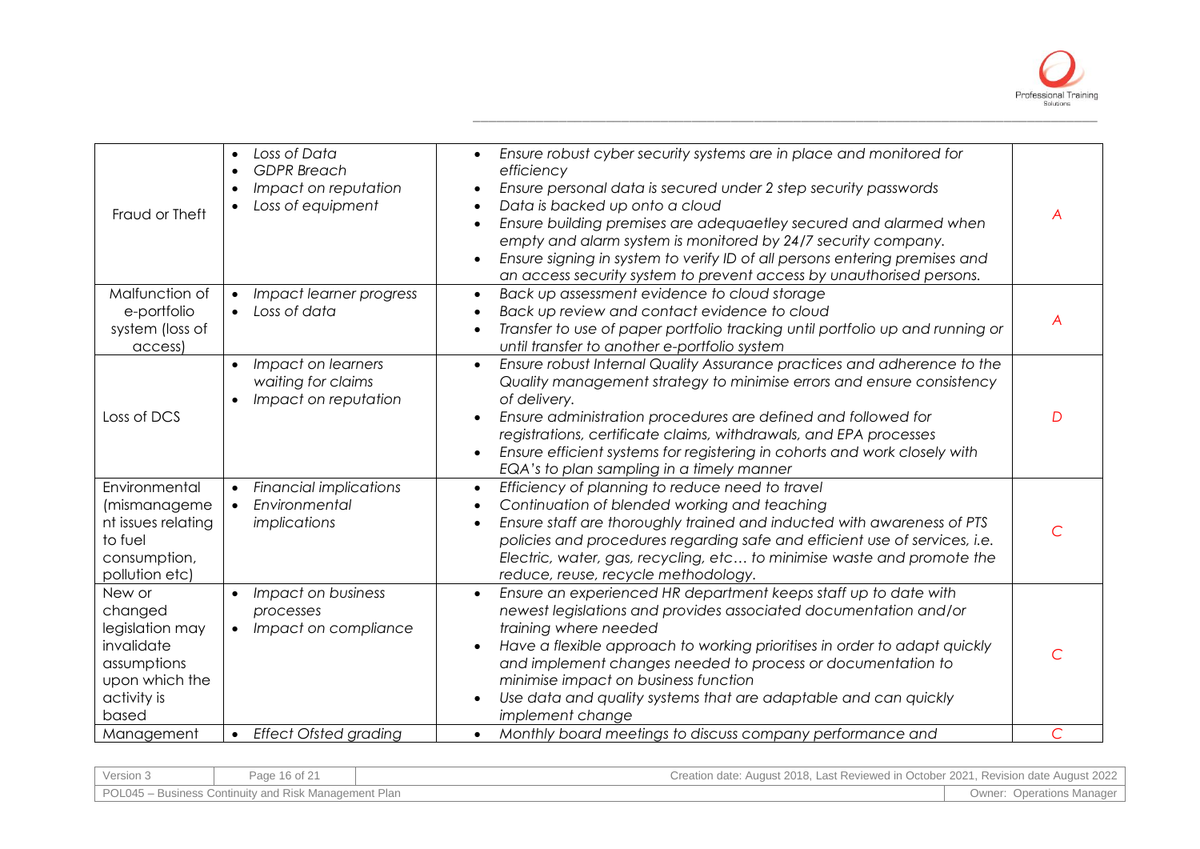| | | | |
|---|---|---|---|
| Fraud or Theft | • *Loss of Data*<br>• *GDPR Breach*<br>• *Impact on reputation*<br>• *Loss of equipment* | • *Ensure robust cyber security systems are in place and monitored for efficiency*<br>• *Ensure personal data is secured under 2 step security passwords*<br>• *Data is backed up onto a cloud*<br>• *Ensure building premises are adequaetley secured and alarmed when empty and alarm system is monitored by 24/7 security company.*<br>• *Ensure signing in system to verify ID of all persons entering premises and an access security system to prevent access by unauthorised persons.* | *A* |
| Malfunction of e-portfolio system (loss of access) | • *Impact learner progress*<br>• *Loss of data* | • *Back up assessment evidence to cloud storage*<br>• *Back up review and contact evidence to cloud*<br>• *Transfer to use of paper portfolio tracking until portfolio up and running or until transfer to another e-portfolio system* | *A* |
| Loss of DCS | • *Impact on learners waiting for claims*<br>• *Impact on reputation* | • *Ensure robust Internal Quality Assurance practices and adherence to the Quality management strategy to minimise errors and ensure consistency of delivery.*<br>• *Ensure administration procedures are defined and followed for registrations, certificate claims, withdrawals, and EPA processes*<br>• *Ensure efficient systems for registering in cohorts and work closely with EQA's to plan sampling in a timely manner* | *D* |
| Environmental (mismanagement issues relating to fuel consumption, pollution etc) | • *Financial implications*<br>• *Environmental implications* | • *Efficiency of planning to reduce need to travel*<br>• *Continuation of blended working and teaching*<br>• *Ensure staff are thoroughly trained and inducted with awareness of PTS policies and procedures regarding safe and efficient use of services, i.e. Electric, water, gas, recycling, etc… to minimise waste and promote the reduce, reuse, recycle methodology.* | *C* |
| New or changed legislation may invalidate assumptions upon which the activity is based | • *Impact on business processes*<br>• *Impact on compliance* | • *Ensure an experienced HR department keeps staff up to date with newest legislations and provides associated documentation and/or training where needed*<br>• *Have a flexible approach to working prioritises in order to adapt quickly and implement changes needed to process or documentation to minimise impact on business function*<br>• *Use data and quality systems that are adaptable and can quickly implement change* | *C* |
| Management | • *Effect Ofsted grading* | • *Monthly board meetings to discuss company performance and* | *C* |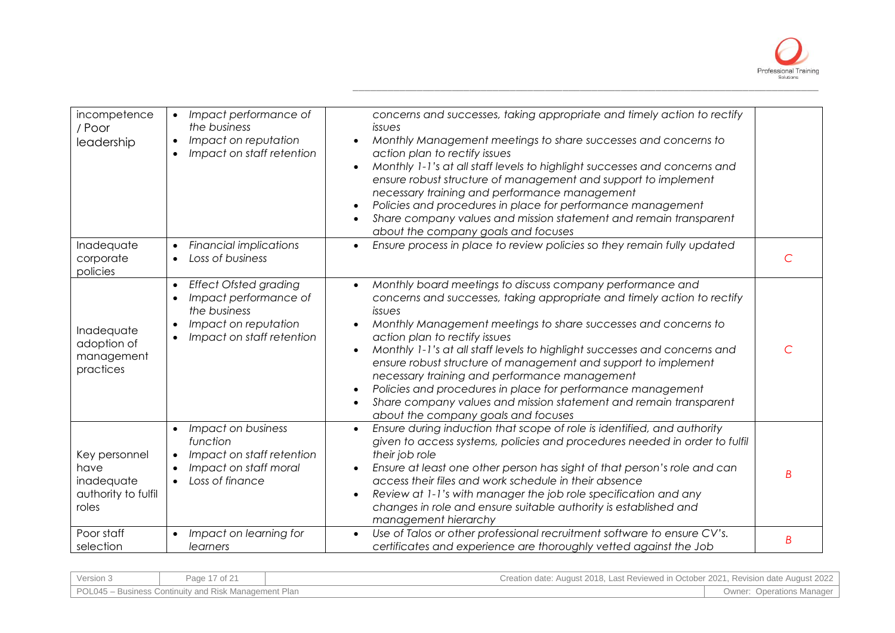| | | | |
|---|---|---|---|
| incompetence / Poor leadership | • *Impact performance of the business*<br>• *Impact on reputation*<br>• *Impact on staff retention* | *concerns and successes, taking appropriate and timely action to rectify issues*<br>• *Monthly Management meetings to share successes and concerns to action plan to rectify issues*<br>• *Monthly 1-1's at all staff levels to highlight successes and concerns and ensure robust structure of management and support to implement necessary training and performance management*<br>• *Policies and procedures in place for performance management*<br>• *Share company values and mission statement and remain transparent about the company goals and focuses* | |
| Inadequate corporate policies | • *Financial implications*<br>• *Loss of business* | • *Ensure process in place to review policies so they remain fully updated* | *C* |
| Inadequate adoption of management practices | • *Effect Ofsted grading*<br>• *Impact performance of the business*<br>• *Impact on reputation*<br>• *Impact on staff retention* | • *Monthly board meetings to discuss company performance and concerns and successes, taking appropriate and timely action to rectify issues*<br>• *Monthly Management meetings to share successes and concerns to action plan to rectify issues*<br>• *Monthly 1-1's at all staff levels to highlight successes and concerns and ensure robust structure of management and support to implement necessary training and performance management*<br>• *Policies and procedures in place for performance management*<br>• *Share company values and mission statement and remain transparent about the company goals and focuses* | *C* |
| Key personnel have inadequate authority to fulfil roles | • *Impact on business function*<br>• *Impact on staff retention*<br>• *Impact on staff moral*<br>• *Loss of finance* | • *Ensure during induction that scope of role is identified, and authority given to access systems, policies and procedures needed in order to fulfil their job role*<br>• *Ensure at least one other person has sight of that person's role and can access their files and work schedule in their absence*<br>• *Review at 1-1's with manager the job role specification and any changes in role and ensure suitable authority is established and management hierarchy* | *B* |
| Poor staff selection | • *Impact on learning for learners* | • *Use of Talos or other professional recruitment software to ensure CV's. certificates and experience are thoroughly vetted against the Job* | *B* |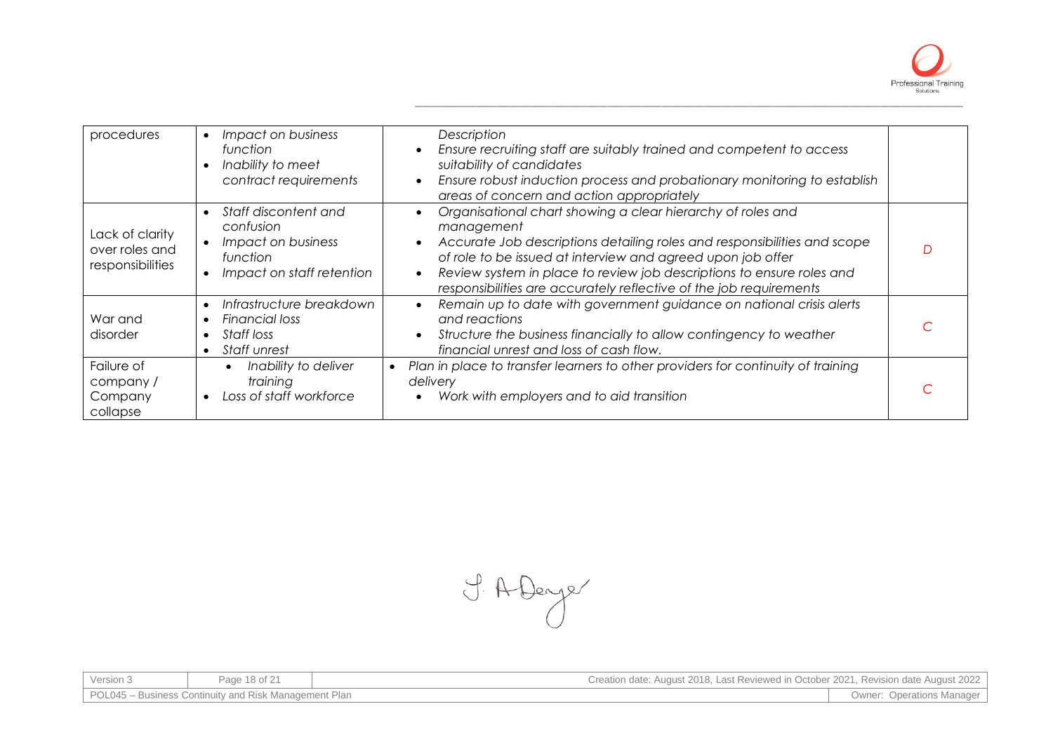| procedures | • *Impact on business function*<br>• *Inability to meet contract requirements* | *Description*<br>• *Ensure recruiting staff are suitably trained and competent to access suitability of candidates*<br>• *Ensure robust induction process and probationary monitoring to establish areas of concern and action appropriately* | |
|---|---|---|---|
| Lack of clarity over roles and responsibilities | • *Staff discontent and confusion*<br>• *Impact on business function*<br>• *Impact on staff retention* | • *Organisational chart showing a clear hierarchy of roles and management*<br>• *Accurate Job descriptions detailing roles and responsibilities and scope of role to be issued at interview and agreed upon job offer*<br>• *Review system in place to review job descriptions to ensure roles and responsibilities are accurately reflective of the job requirements* | *D* |
| War and disorder | • *Infrastructure breakdown*<br>• *Financial loss*<br>• *Staff loss*<br>• *Staff unrest* | • *Remain up to date with government guidance on national crisis alerts and reactions*<br>• *Structure the business financially to allow contingency to weather financial unrest and loss of cash flow.* | *C* |
| Failure of company / Company collapse | • *Inability to deliver training*<br>• *Loss of staff workforce* | • *Plan in place to transfer learners to other providers for continuity of training delivery*<br>• *Work with employers and to aid transition* | *C* |

J. A Dwyer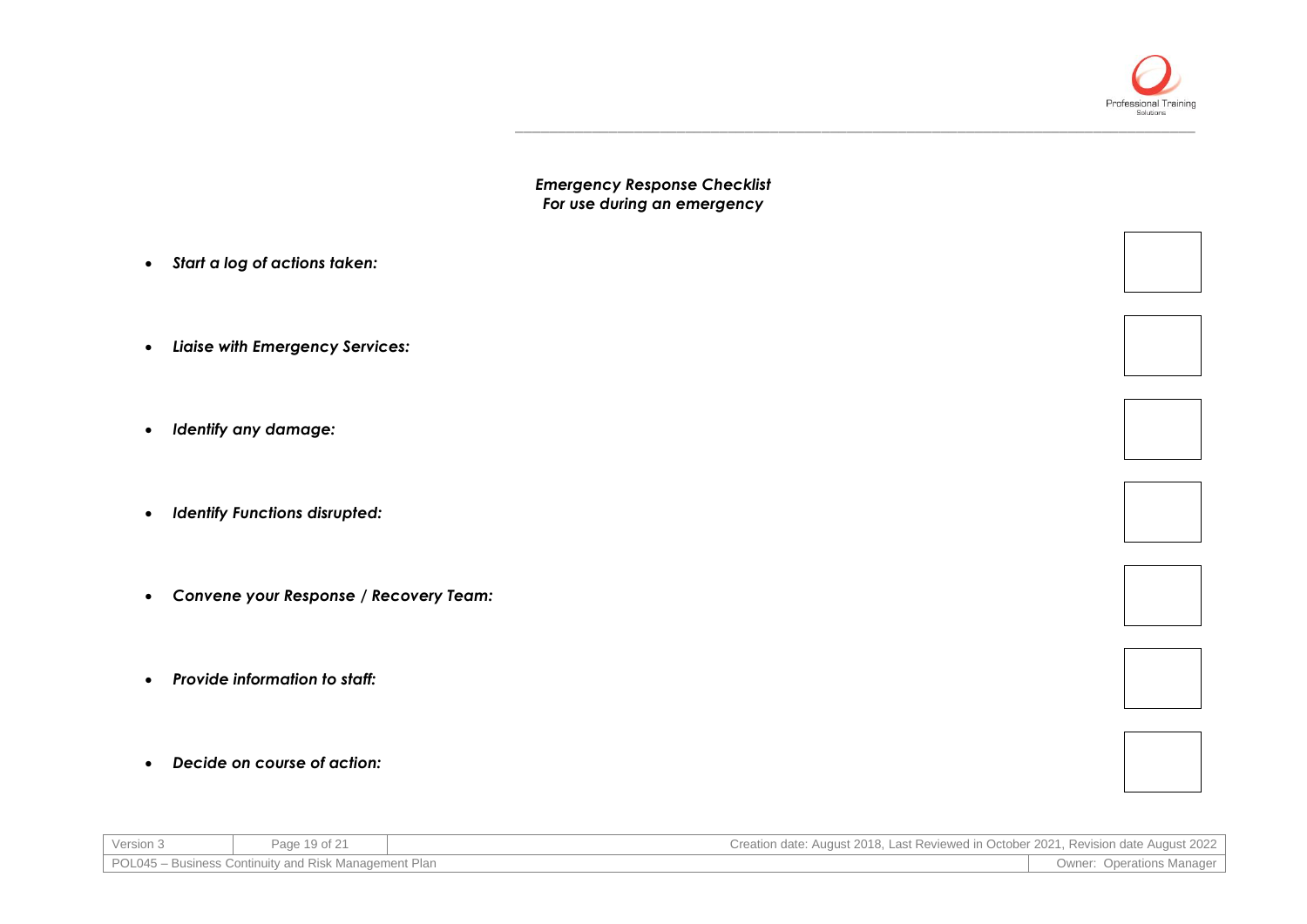***Emergency Response Checklist***
***For use during an emergency***

- ***Start a log of actions taken:*** ☐
- ***Liaise with Emergency Services:*** ☐
- ***Identify any damage:*** ☐
- ***Identify Functions disrupted:*** ☐
- ***Convene your Response / Recovery Team:*** ☐
- ***Provide information to staff:*** ☐
- ***Decide on course of action:*** ☐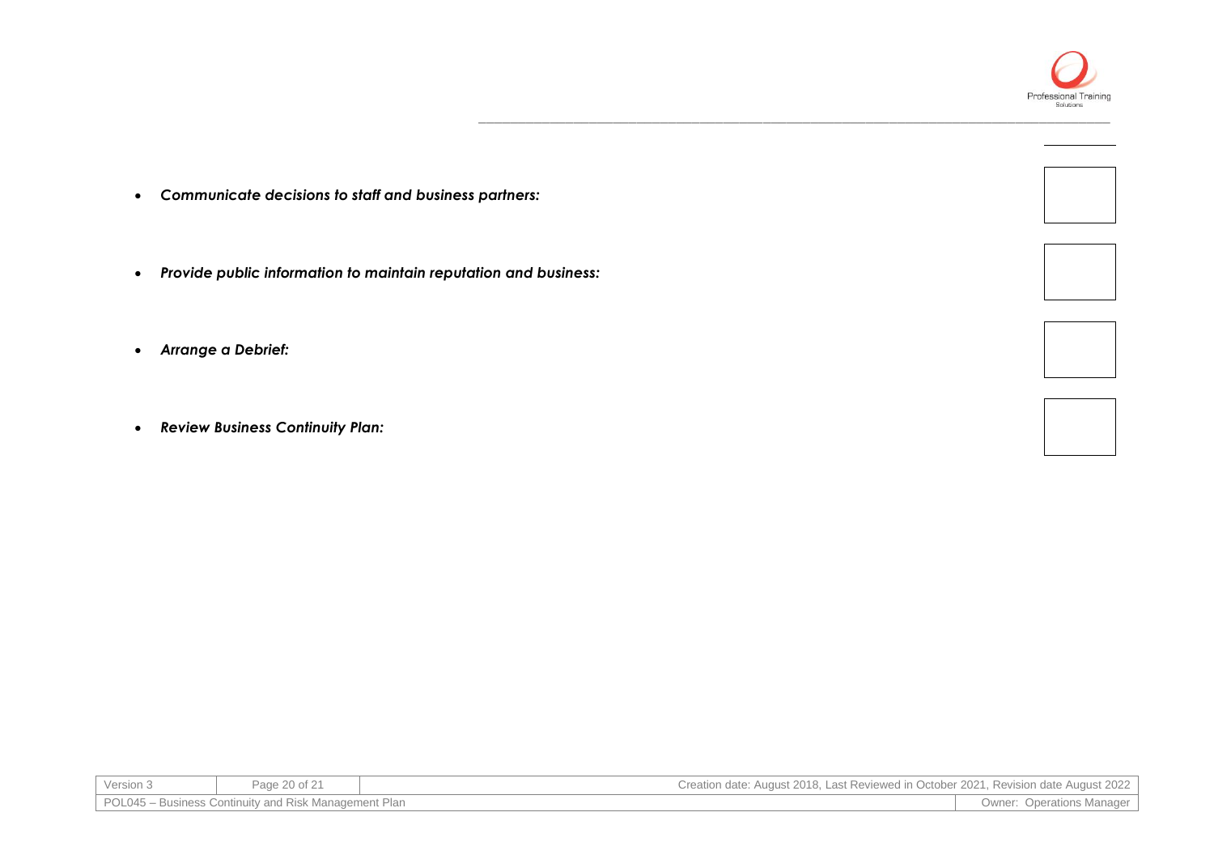- ***Communicate decisions to staff and business partners:***

- ***Provide public information to maintain reputation and business:***

- ***Arrange a Debrief:***

- ***Review Business Continuity Plan:***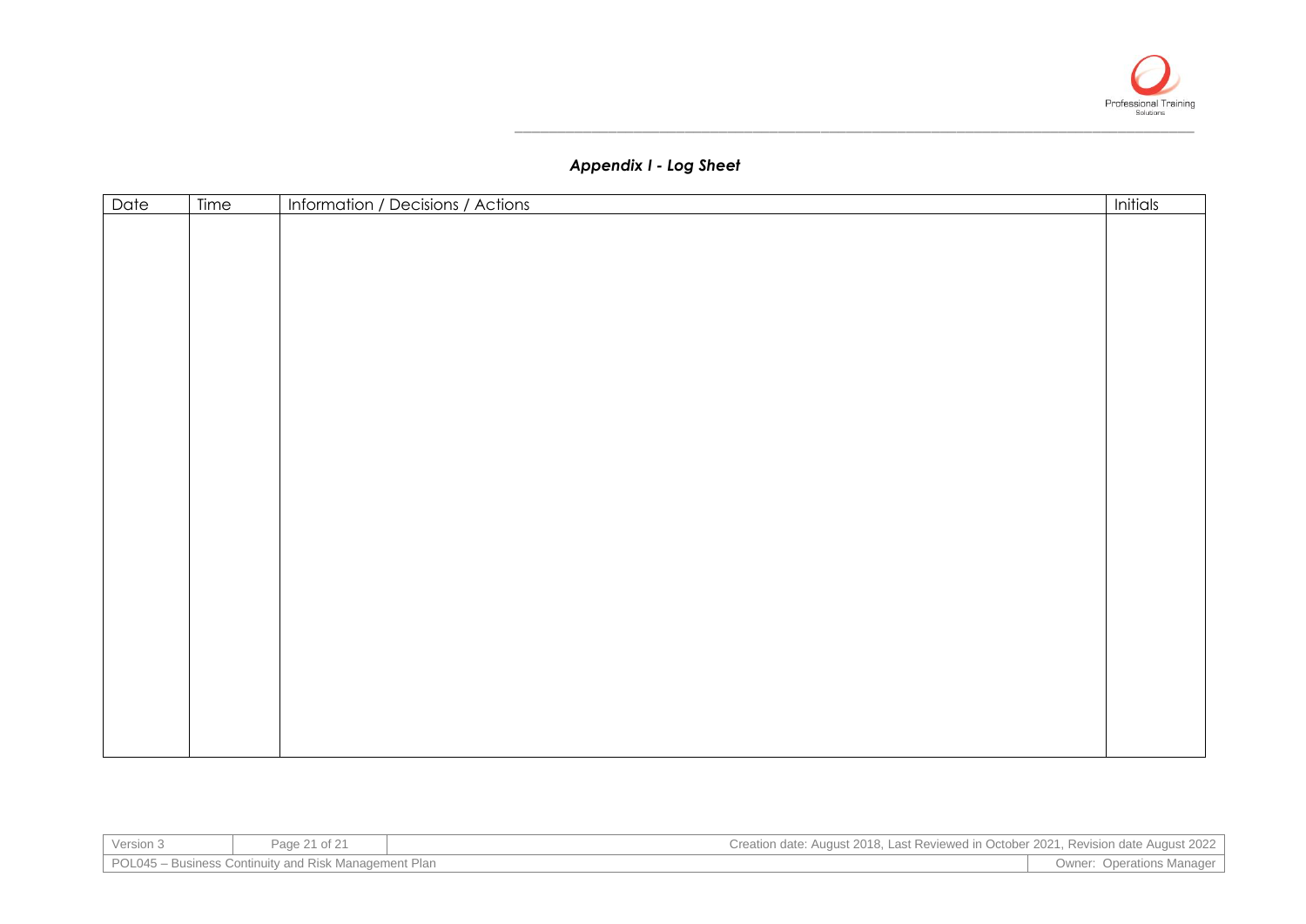***Appendix I - Log Sheet***

| Date | Time | Information / Decisions / Actions | Initials |
|---|---|---|---|
| | | | |